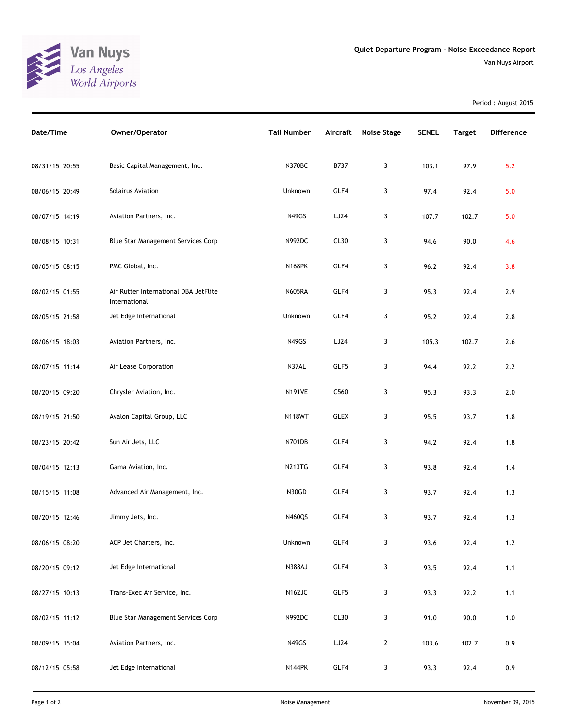Van Nuys
*Los Angeles World Airports*

**Quiet Departure Program - Noise Exceedance Report**

Van Nuys Airport

Period : August 2015

| Date/Time | Owner/Operator | Tail Number | Aircraft | Noise Stage | SENEL | Target | Difference |
|---|---|---|---|---|---|---|---|
| 08/31/15 20:55 | Basic Capital Management, Inc. | N370BC | B737 | 3 | 103.1 | 97.9 | 5.2 |
| 08/06/15 20:49 | Solairus Aviation | Unknown | GLF4 | 3 | 97.4 | 92.4 | 5.0 |
| 08/07/15 14:19 | Aviation Partners, Inc. | N49GS | LJ24 | 3 | 107.7 | 102.7 | 5.0 |
| 08/08/15 10:31 | Blue Star Management Services Corp | N992DC | CL30 | 3 | 94.6 | 90.0 | 4.6 |
| 08/05/15 08:15 | PMC Global, Inc. | N168PK | GLF4 | 3 | 96.2 | 92.4 | 3.8 |
| 08/02/15 01:55 | Air Rutter International DBA JetFlite International | N605RA | GLF4 | 3 | 95.3 | 92.4 | 2.9 |
| 08/05/15 21:58 | Jet Edge International | Unknown | GLF4 | 3 | 95.2 | 92.4 | 2.8 |
| 08/06/15 18:03 | Aviation Partners, Inc. | N49GS | LJ24 | 3 | 105.3 | 102.7 | 2.6 |
| 08/07/15 11:14 | Air Lease Corporation | N37AL | GLF5 | 3 | 94.4 | 92.2 | 2.2 |
| 08/20/15 09:20 | Chrysler Aviation, Inc. | N191VE | C560 | 3 | 95.3 | 93.3 | 2.0 |
| 08/19/15 21:50 | Avalon Capital Group, LLC | N118WT | GLEX | 3 | 95.5 | 93.7 | 1.8 |
| 08/23/15 20:42 | Sun Air Jets, LLC | N701DB | GLF4 | 3 | 94.2 | 92.4 | 1.8 |
| 08/04/15 12:13 | Gama Aviation, Inc. | N213TG | GLF4 | 3 | 93.8 | 92.4 | 1.4 |
| 08/15/15 11:08 | Advanced Air Management, Inc. | N30GD | GLF4 | 3 | 93.7 | 92.4 | 1.3 |
| 08/20/15 12:46 | Jimmy Jets, Inc. | N460QS | GLF4 | 3 | 93.7 | 92.4 | 1.3 |
| 08/06/15 08:20 | ACP Jet Charters, Inc. | Unknown | GLF4 | 3 | 93.6 | 92.4 | 1.2 |
| 08/20/15 09:12 | Jet Edge International | N388AJ | GLF4 | 3 | 93.5 | 92.4 | 1.1 |
| 08/27/15 10:13 | Trans-Exec Air Service, Inc. | N162JC | GLF5 | 3 | 93.3 | 92.2 | 1.1 |
| 08/02/15 11:12 | Blue Star Management Services Corp | N992DC | CL30 | 3 | 91.0 | 90.0 | 1.0 |
| 08/09/15 15:04 | Aviation Partners, Inc. | N49GS | LJ24 | 2 | 103.6 | 102.7 | 0.9 |
| 08/12/15 05:58 | Jet Edge International | N144PK | GLF4 | 3 | 93.3 | 92.4 | 0.9 |

Noise Management

November 09, 2015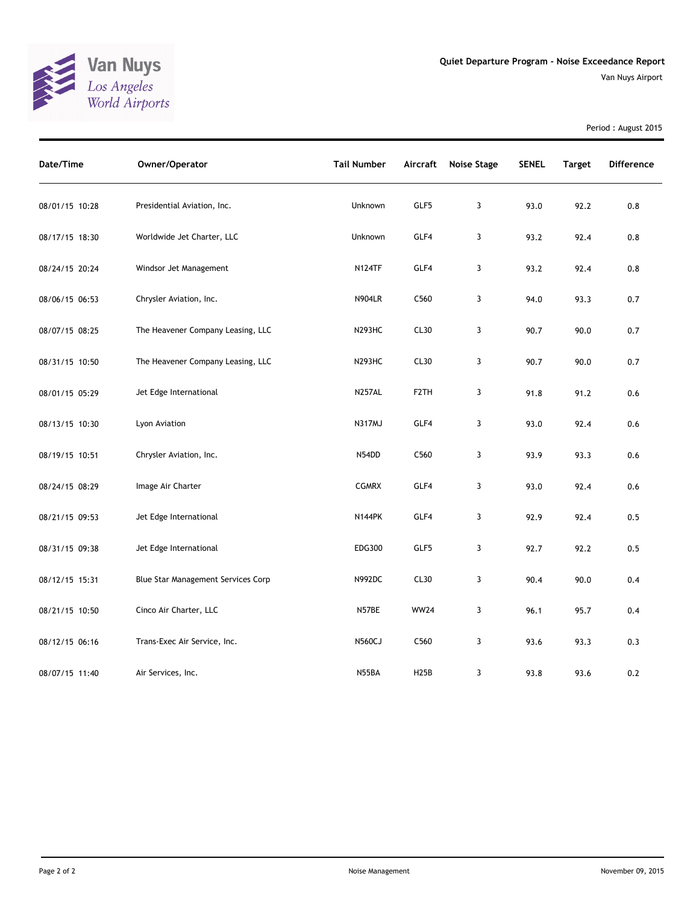Van Nuys
Los Angeles
World Airports

**Quiet Departure Program - Noise Exceedance Report**

Van Nuys Airport

Period : August 2015

| Date/Time | Owner/Operator | Tail Number | Aircraft | Noise Stage | SENEL | Target | Difference |
|---|---|---|---|---|---|---|---|
| 08/01/15 10:28 | Presidential Aviation, Inc. | Unknown | GLF5 | 3 | 93.0 | 92.2 | 0.8 |
| 08/17/15 18:30 | Worldwide Jet Charter, LLC | Unknown | GLF4 | 3 | 93.2 | 92.4 | 0.8 |
| 08/24/15 20:24 | Windsor Jet Management | N124TF | GLF4 | 3 | 93.2 | 92.4 | 0.8 |
| 08/06/15 06:53 | Chrysler Aviation, Inc. | N904LR | C560 | 3 | 94.0 | 93.3 | 0.7 |
| 08/07/15 08:25 | The Heavener Company Leasing, LLC | N293HC | CL30 | 3 | 90.7 | 90.0 | 0.7 |
| 08/31/15 10:50 | The Heavener Company Leasing, LLC | N293HC | CL30 | 3 | 90.7 | 90.0 | 0.7 |
| 08/01/15 05:29 | Jet Edge International | N257AL | F2TH | 3 | 91.8 | 91.2 | 0.6 |
| 08/13/15 10:30 | Lyon Aviation | N317MJ | GLF4 | 3 | 93.0 | 92.4 | 0.6 |
| 08/19/15 10:51 | Chrysler Aviation, Inc. | N54DD | C560 | 3 | 93.9 | 93.3 | 0.6 |
| 08/24/15 08:29 | Image Air Charter | CGMRX | GLF4 | 3 | 93.0 | 92.4 | 0.6 |
| 08/21/15 09:53 | Jet Edge International | N144PK | GLF4 | 3 | 92.9 | 92.4 | 0.5 |
| 08/31/15 09:38 | Jet Edge International | EDG300 | GLF5 | 3 | 92.7 | 92.2 | 0.5 |
| 08/12/15 15:31 | Blue Star Management Services Corp | N992DC | CL30 | 3 | 90.4 | 90.0 | 0.4 |
| 08/21/15 10:50 | Cinco Air Charter, LLC | N57BE | WW24 | 3 | 96.1 | 95.7 | 0.4 |
| 08/12/15 06:16 | Trans-Exec Air Service, Inc. | N560CJ | C560 | 3 | 93.6 | 93.3 | 0.3 |
| 08/07/15 11:40 | Air Services, Inc. | N55BA | H25B | 3 | 93.8 | 93.6 | 0.2 |

Noise Management

November 09, 2015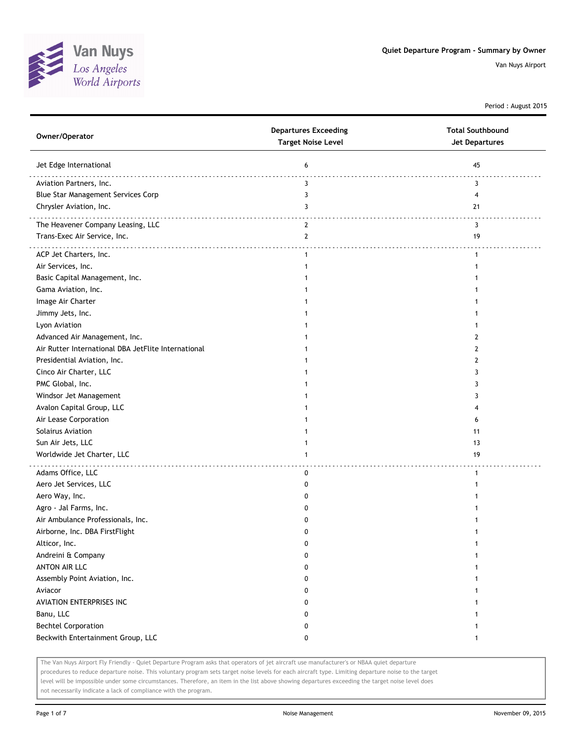Van Nuys
*Los Angeles World Airports*

**Quiet Departure Program - Summary by Owner**

Van Nuys Airport

Period : August 2015

| Owner/Operator | Departures Exceeding Target Noise Level | Total Southbound Jet Departures |
|---|---|---|
| Jet Edge International | 6 | 45 |
| Aviation Partners, Inc. | 3 | 3 |
| Blue Star Management Services Corp | 3 | 4 |
| Chrysler Aviation, Inc. | 3 | 21 |
| The Heavener Company Leasing, LLC | 2 | 3 |
| Trans-Exec Air Service, Inc. | 2 | 19 |
| ACP Jet Charters, Inc. | 1 | 1 |
| Air Services, Inc. | 1 | 1 |
| Basic Capital Management, Inc. | 1 | 1 |
| Gama Aviation, Inc. | 1 | 1 |
| Image Air Charter | 1 | 1 |
| Jimmy Jets, Inc. | 1 | 1 |
| Lyon Aviation | 1 | 1 |
| Advanced Air Management, Inc. | 1 | 2 |
| Air Rutter International DBA JetFlite International | 1 | 2 |
| Presidential Aviation, Inc. | 1 | 2 |
| Cinco Air Charter, LLC | 1 | 3 |
| PMC Global, Inc. | 1 | 3 |
| Windsor Jet Management | 1 | 3 |
| Avalon Capital Group, LLC | 1 | 4 |
| Air Lease Corporation | 1 | 6 |
| Solairus Aviation | 1 | 11 |
| Sun Air Jets, LLC | 1 | 13 |
| Worldwide Jet Charter, LLC | 1 | 19 |
| Adams Office, LLC | 0 | 1 |
| Aero Jet Services, LLC | 0 | 1 |
| Aero Way, Inc. | 0 | 1 |
| Agro - Jal Farms, Inc. | 0 | 1 |
| Air Ambulance Professionals, Inc. | 0 | 1 |
| Airborne, Inc. DBA FirstFlight | 0 | 1 |
| Alticor, Inc. | 0 | 1 |
| Andreini & Company | 0 | 1 |
| ANTON AIR LLC | 0 | 1 |
| Assembly Point Aviation, Inc. | 0 | 1 |
| Aviacor | 0 | 1 |
| AVIATION ENTERPRISES INC | 0 | 1 |
| Banu, LLC | 0 | 1 |
| Bechtel Corporation | 0 | 1 |
| Beckwith Entertainment Group, LLC | 0 | 1 |

The Van Nuys Airport Fly Friendly - Quiet Departure Program asks that operators of jet aircraft use manufacturer's or NBAA quiet departure procedures to reduce departure noise. This voluntary program sets target noise levels for each aircraft type. Limiting departure noise to the target level will be impossible under some circumstances. Therefore, an item in the list above showing departures exceeding the target noise level does not necessarily indicate a lack of compliance with the program.

Noise Management

November 09, 2015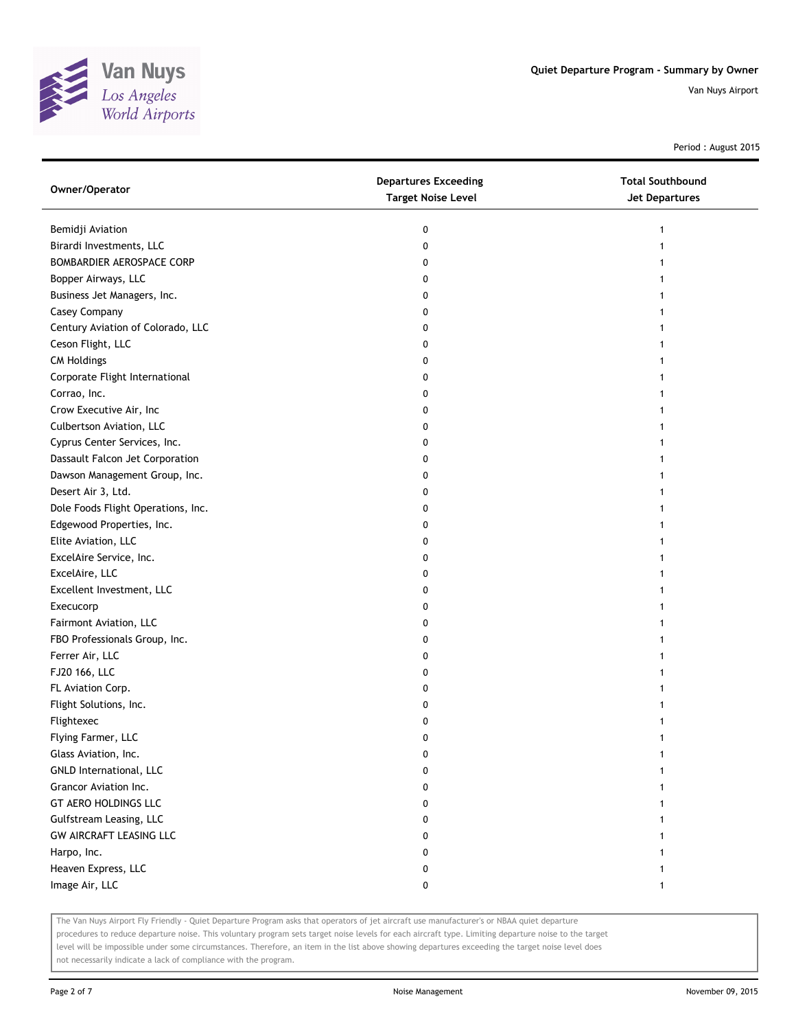# Quiet Departure Program - Summary by Owner

Van Nuys Airport

Period : August 2015

| Owner/Operator | Departures Exceeding Target Noise Level | Total Southbound Jet Departures |
| --- | --- | --- |
| Bemidji Aviation | 0 | 1 |
| Birardi Investments, LLC | 0 | 1 |
| BOMBARDIER AEROSPACE CORP | 0 | 1 |
| Bopper Airways, LLC | 0 | 1 |
| Business Jet Managers, Inc. | 0 | 1 |
| Casey Company | 0 | 1 |
| Century Aviation of Colorado, LLC | 0 | 1 |
| Ceson Flight, LLC | 0 | 1 |
| CM Holdings | 0 | 1 |
| Corporate Flight International | 0 | 1 |
| Corrao, Inc. | 0 | 1 |
| Crow Executive Air, Inc | 0 | 1 |
| Culbertson Aviation, LLC | 0 | 1 |
| Cyprus Center Services, Inc. | 0 | 1 |
| Dassault Falcon Jet Corporation | 0 | 1 |
| Dawson Management Group, Inc. | 0 | 1 |
| Desert Air 3, Ltd. | 0 | 1 |
| Dole Foods Flight Operations, Inc. | 0 | 1 |
| Edgewood Properties, Inc. | 0 | 1 |
| Elite Aviation, LLC | 0 | 1 |
| ExcelAire Service, Inc. | 0 | 1 |
| ExcelAire, LLC | 0 | 1 |
| Excellent Investment, LLC | 0 | 1 |
| Execucorp | 0 | 1 |
| Fairmont Aviation, LLC | 0 | 1 |
| FBO Professionals Group, Inc. | 0 | 1 |
| Ferrer Air, LLC | 0 | 1 |
| FJ20 166, LLC | 0 | 1 |
| FL Aviation Corp. | 0 | 1 |
| Flight Solutions, Inc. | 0 | 1 |
| Flightexec | 0 | 1 |
| Flying Farmer, LLC | 0 | 1 |
| Glass Aviation, Inc. | 0 | 1 |
| GNLD International, LLC | 0 | 1 |
| Grancor Aviation Inc. | 0 | 1 |
| GT AERO HOLDINGS LLC | 0 | 1 |
| Gulfstream Leasing, LLC | 0 | 1 |
| GW AIRCRAFT LEASING LLC | 0 | 1 |
| Harpo, Inc. | 0 | 1 |
| Heaven Express, LLC | 0 | 1 |
| Image Air, LLC | 0 | 1 |

The Van Nuys Airport Fly Friendly - Quiet Departure Program asks that operators of jet aircraft use manufacturer's or NBAA quiet departure procedures to reduce departure noise. This voluntary program sets target noise levels for each aircraft type. Limiting departure noise to the target level will be impossible under some circumstances. Therefore, an item in the list above showing departures exceeding the target noise level does not necessarily indicate a lack of compliance with the program.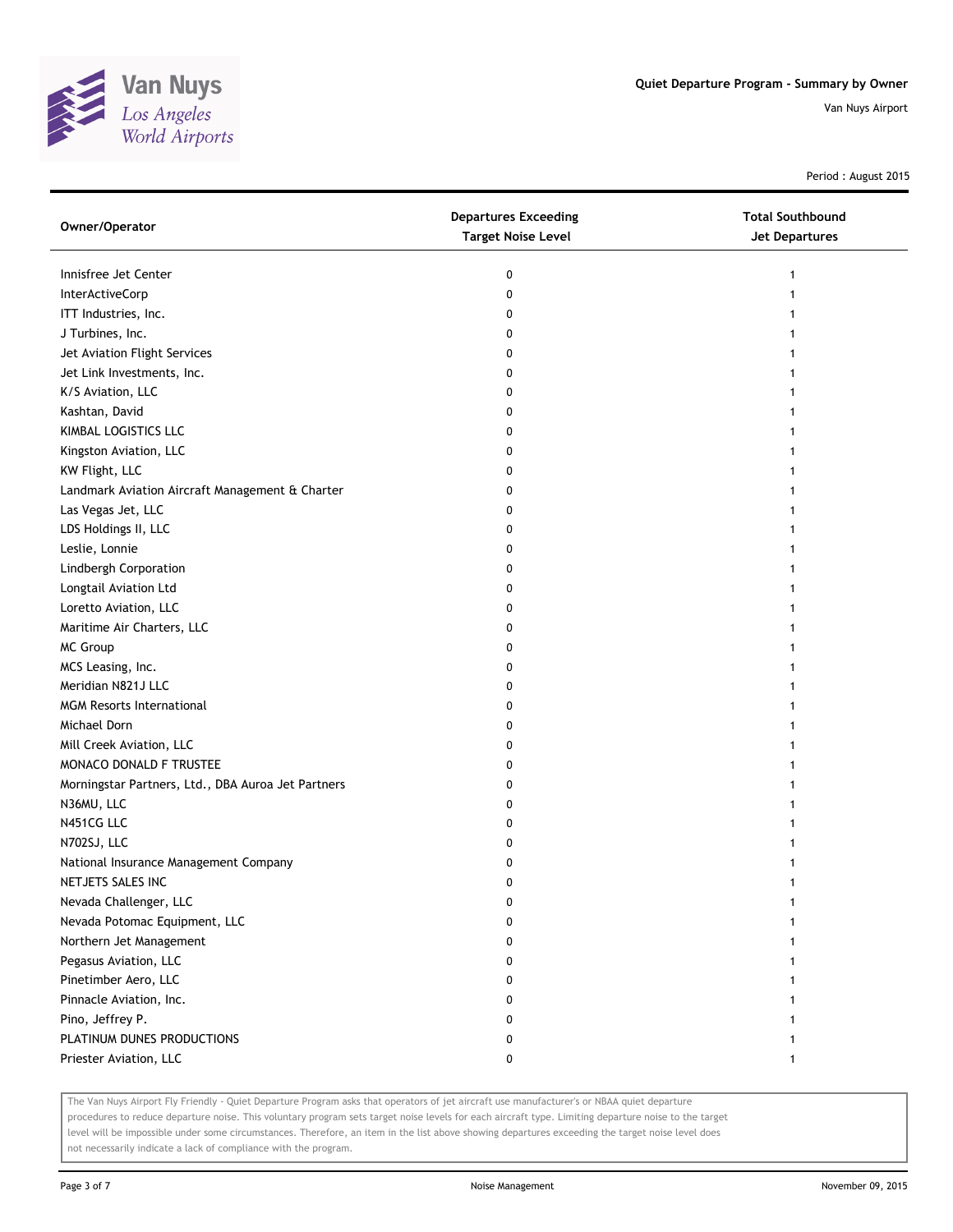Van Nuys
Los Angeles
World Airports

## Quiet Departure Program - Summary by Owner

Van Nuys Airport

Period : August 2015

| Owner/Operator | Departures Exceeding Target Noise Level | Total Southbound Jet Departures |
|---|---|---|
| Innisfree Jet Center | 0 | 1 |
| InterActiveCorp | 0 | 1 |
| ITT Industries, Inc. | 0 | 1 |
| J Turbines, Inc. | 0 | 1 |
| Jet Aviation Flight Services | 0 | 1 |
| Jet Link Investments, Inc. | 0 | 1 |
| K/S Aviation, LLC | 0 | 1 |
| Kashtan, David | 0 | 1 |
| KIMBAL LOGISTICS LLC | 0 | 1 |
| Kingston Aviation, LLC | 0 | 1 |
| KW Flight, LLC | 0 | 1 |
| Landmark Aviation Aircraft Management & Charter | 0 | 1 |
| Las Vegas Jet, LLC | 0 | 1 |
| LDS Holdings II, LLC | 0 | 1 |
| Leslie, Lonnie | 0 | 1 |
| Lindbergh Corporation | 0 | 1 |
| Longtail Aviation Ltd | 0 | 1 |
| Loretto Aviation, LLC | 0 | 1 |
| Maritime Air Charters, LLC | 0 | 1 |
| MC Group | 0 | 1 |
| MCS Leasing, Inc. | 0 | 1 |
| Meridian N821J LLC | 0 | 1 |
| MGM Resorts International | 0 | 1 |
| Michael Dorn | 0 | 1 |
| Mill Creek Aviation, LLC | 0 | 1 |
| MONACO DONALD F TRUSTEE | 0 | 1 |
| Morningstar Partners, Ltd., DBA Auroa Jet Partners | 0 | 1 |
| N36MU, LLC | 0 | 1 |
| N451CG LLC | 0 | 1 |
| N702SJ, LLC | 0 | 1 |
| National Insurance Management Company | 0 | 1 |
| NETJETS SALES INC | 0 | 1 |
| Nevada Challenger, LLC | 0 | 1 |
| Nevada Potomac Equipment, LLC | 0 | 1 |
| Northern Jet Management | 0 | 1 |
| Pegasus Aviation, LLC | 0 | 1 |
| Pinetimber Aero, LLC | 0 | 1 |
| Pinnacle Aviation, Inc. | 0 | 1 |
| Pino, Jeffrey P. | 0 | 1 |
| PLATINUM DUNES PRODUCTIONS | 0 | 1 |
| Priester Aviation, LLC | 0 | 1 |

The Van Nuys Airport Fly Friendly - Quiet Departure Program asks that operators of jet aircraft use manufacturer's or NBAA quiet departure procedures to reduce departure noise. This voluntary program sets target noise levels for each aircraft type. Limiting departure noise to the target level will be impossible under some circumstances. Therefore, an item in the list above showing departures exceeding the target noise level does not necessarily indicate a lack of compliance with the program.

Noise Management

November 09, 2015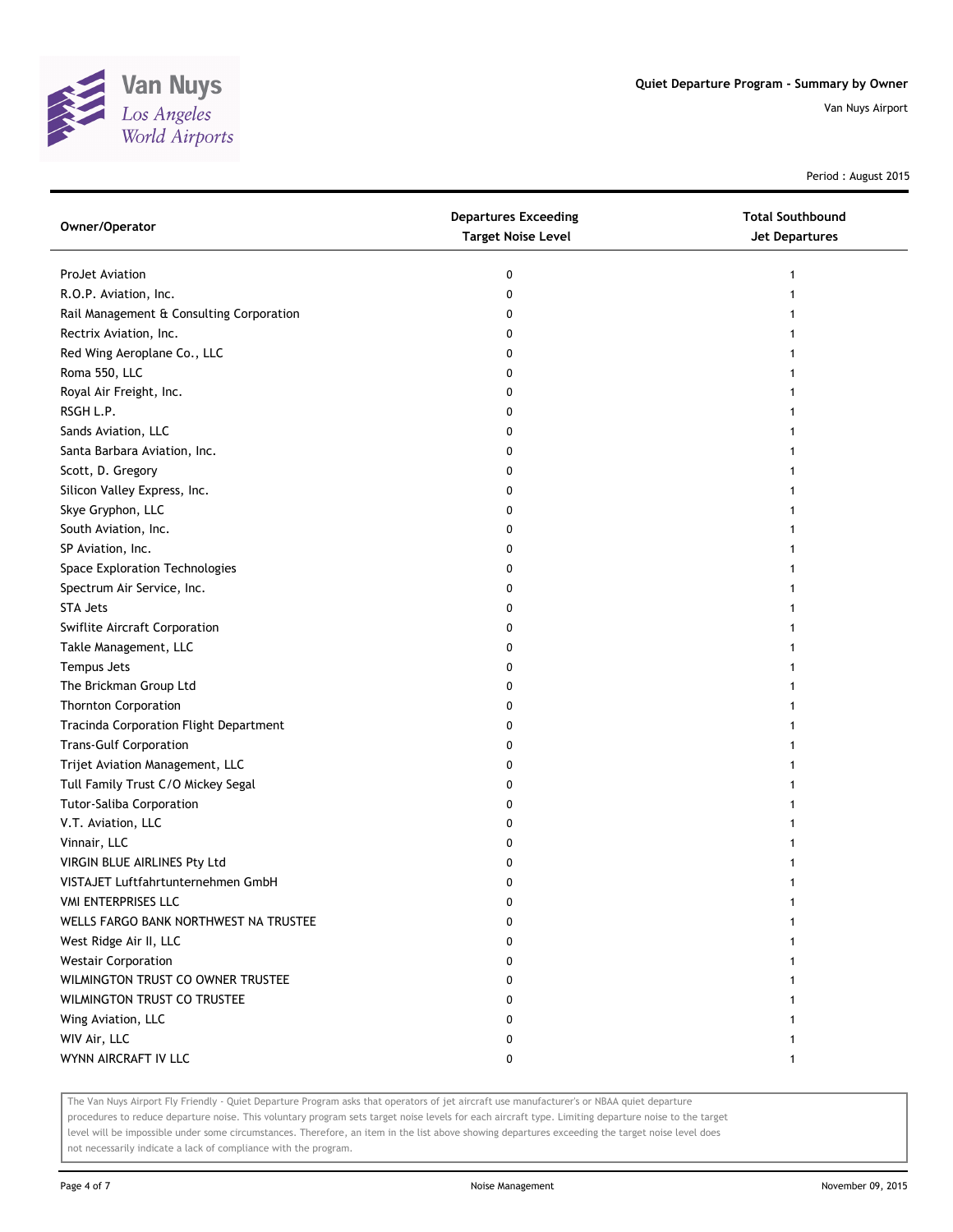Van Nuys
Los Angeles
World Airports

**Quiet Departure Program - Summary by Owner**

Van Nuys Airport

Period : August 2015

| Owner/Operator | Departures Exceeding Target Noise Level | Total Southbound Jet Departures |
|---|---|---|
| ProJet Aviation | 0 | 1 |
| R.O.P. Aviation, Inc. | 0 | 1 |
| Rail Management & Consulting Corporation | 0 | 1 |
| Rectrix Aviation, Inc. | 0 | 1 |
| Red Wing Aeroplane Co., LLC | 0 | 1 |
| Roma 550, LLC | 0 | 1 |
| Royal Air Freight, Inc. | 0 | 1 |
| RSGH L.P. | 0 | 1 |
| Sands Aviation, LLC | 0 | 1 |
| Santa Barbara Aviation, Inc. | 0 | 1 |
| Scott, D. Gregory | 0 | 1 |
| Silicon Valley Express, Inc. | 0 | 1 |
| Skye Gryphon, LLC | 0 | 1 |
| South Aviation, Inc. | 0 | 1 |
| SP Aviation, Inc. | 0 | 1 |
| Space Exploration Technologies | 0 | 1 |
| Spectrum Air Service, Inc. | 0 | 1 |
| STA Jets | 0 | 1 |
| Swiflite Aircraft Corporation | 0 | 1 |
| Takle Management, LLC | 0 | 1 |
| Tempus Jets | 0 | 1 |
| The Brickman Group Ltd | 0 | 1 |
| Thornton Corporation | 0 | 1 |
| Tracinda Corporation Flight Department | 0 | 1 |
| Trans-Gulf Corporation | 0 | 1 |
| Trijet Aviation Management, LLC | 0 | 1 |
| Tull Family Trust C/O Mickey Segal | 0 | 1 |
| Tutor-Saliba Corporation | 0 | 1 |
| V.T. Aviation, LLC | 0 | 1 |
| Vinnair, LLC | 0 | 1 |
| VIRGIN BLUE AIRLINES Pty Ltd | 0 | 1 |
| VISTAJET Luftfahrtunternehmen GmbH | 0 | 1 |
| VMI ENTERPRISES LLC | 0 | 1 |
| WELLS FARGO BANK NORTHWEST NA TRUSTEE | 0 | 1 |
| West Ridge Air II, LLC | 0 | 1 |
| Westair Corporation | 0 | 1 |
| WILMINGTON TRUST CO OWNER TRUSTEE | 0 | 1 |
| WILMINGTON TRUST CO TRUSTEE | 0 | 1 |
| Wing Aviation, LLC | 0 | 1 |
| WIV Air, LLC | 0 | 1 |
| WYNN AIRCRAFT IV LLC | 0 | 1 |

The Van Nuys Airport Fly Friendly - Quiet Departure Program asks that operators of jet aircraft use manufacturer's or NBAA quiet departure procedures to reduce departure noise. This voluntary program sets target noise levels for each aircraft type. Limiting departure noise to the target level will be impossible under some circumstances. Therefore, an item in the list above showing departures exceeding the target noise level does not necessarily indicate a lack of compliance with the program.

Noise Management

November 09, 2015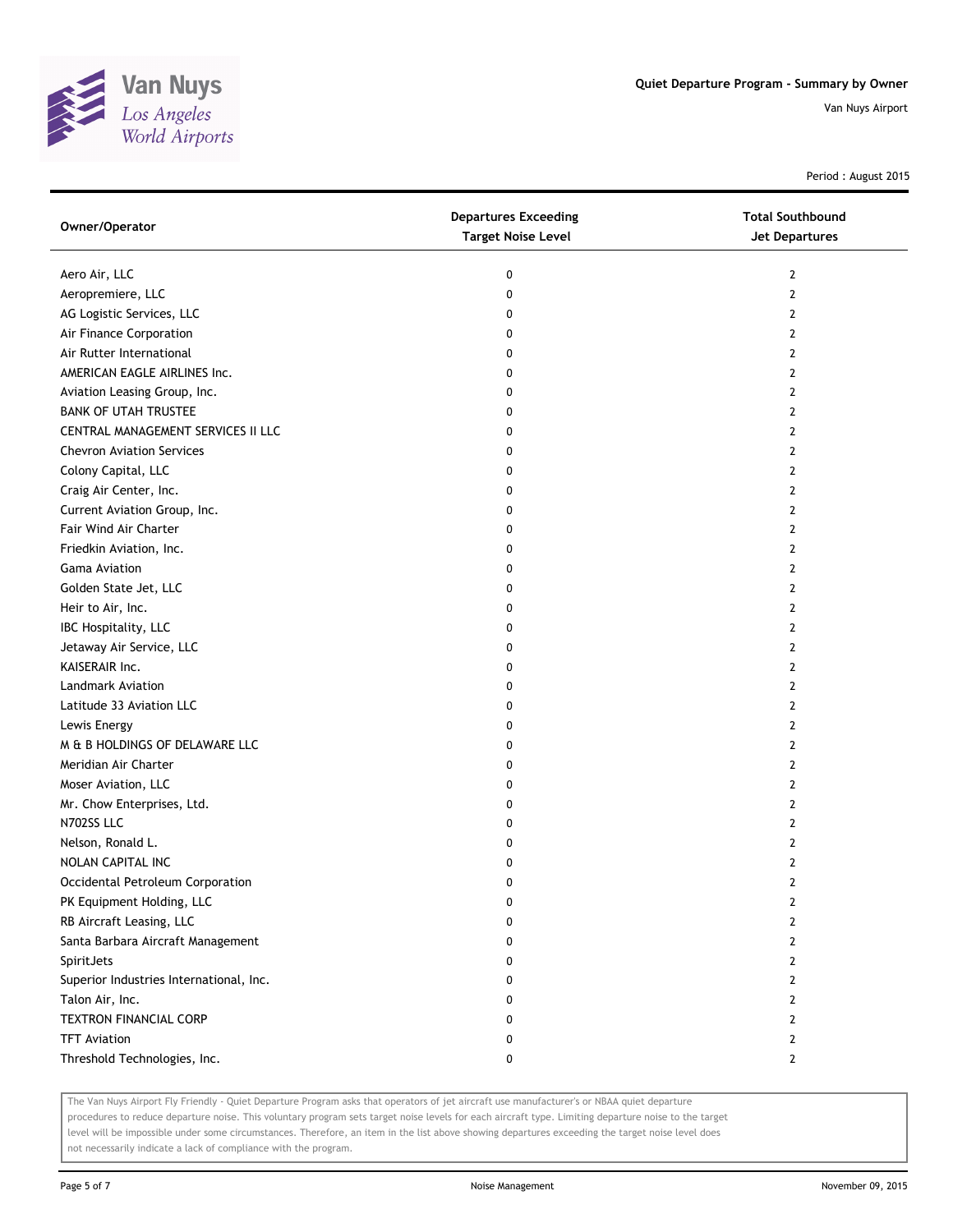Van Nuys
*Los Angeles World Airports*

**Quiet Departure Program - Summary by Owner**

Van Nuys Airport

Period : August 2015

| Owner/Operator | Departures Exceeding Target Noise Level | Total Southbound Jet Departures |
|---|---|---|
| Aero Air, LLC | 0 | 2 |
| Aeropremiere, LLC | 0 | 2 |
| AG Logistic Services, LLC | 0 | 2 |
| Air Finance Corporation | 0 | 2 |
| Air Rutter International | 0 | 2 |
| AMERICAN EAGLE AIRLINES Inc. | 0 | 2 |
| Aviation Leasing Group, Inc. | 0 | 2 |
| BANK OF UTAH TRUSTEE | 0 | 2 |
| CENTRAL MANAGEMENT SERVICES II LLC | 0 | 2 |
| Chevron Aviation Services | 0 | 2 |
| Colony Capital, LLC | 0 | 2 |
| Craig Air Center, Inc. | 0 | 2 |
| Current Aviation Group, Inc. | 0 | 2 |
| Fair Wind Air Charter | 0 | 2 |
| Friedkin Aviation, Inc. | 0 | 2 |
| Gama Aviation | 0 | 2 |
| Golden State Jet, LLC | 0 | 2 |
| Heir to Air, Inc. | 0 | 2 |
| IBC Hospitality, LLC | 0 | 2 |
| Jetaway Air Service, LLC | 0 | 2 |
| KAISERAIR Inc. | 0 | 2 |
| Landmark Aviation | 0 | 2 |
| Latitude 33 Aviation LLC | 0 | 2 |
| Lewis Energy | 0 | 2 |
| M & B HOLDINGS OF DELAWARE LLC | 0 | 2 |
| Meridian Air Charter | 0 | 2 |
| Moser Aviation, LLC | 0 | 2 |
| Mr. Chow Enterprises, Ltd. | 0 | 2 |
| N702SS LLC | 0 | 2 |
| Nelson, Ronald L. | 0 | 2 |
| NOLAN CAPITAL INC | 0 | 2 |
| Occidental Petroleum Corporation | 0 | 2 |
| PK Equipment Holding, LLC | 0 | 2 |
| RB Aircraft Leasing, LLC | 0 | 2 |
| Santa Barbara Aircraft Management | 0 | 2 |
| SpiritJets | 0 | 2 |
| Superior Industries International, Inc. | 0 | 2 |
| Talon Air, Inc. | 0 | 2 |
| TEXTRON FINANCIAL CORP | 0 | 2 |
| TFT Aviation | 0 | 2 |
| Threshold Technologies, Inc. | 0 | 2 |

The Van Nuys Airport Fly Friendly - Quiet Departure Program asks that operators of jet aircraft use manufacturer's or NBAA quiet departure procedures to reduce departure noise. This voluntary program sets target noise levels for each aircraft type. Limiting departure noise to the target level will be impossible under some circumstances. Therefore, an item in the list above showing departures exceeding the target noise level does not necessarily indicate a lack of compliance with the program.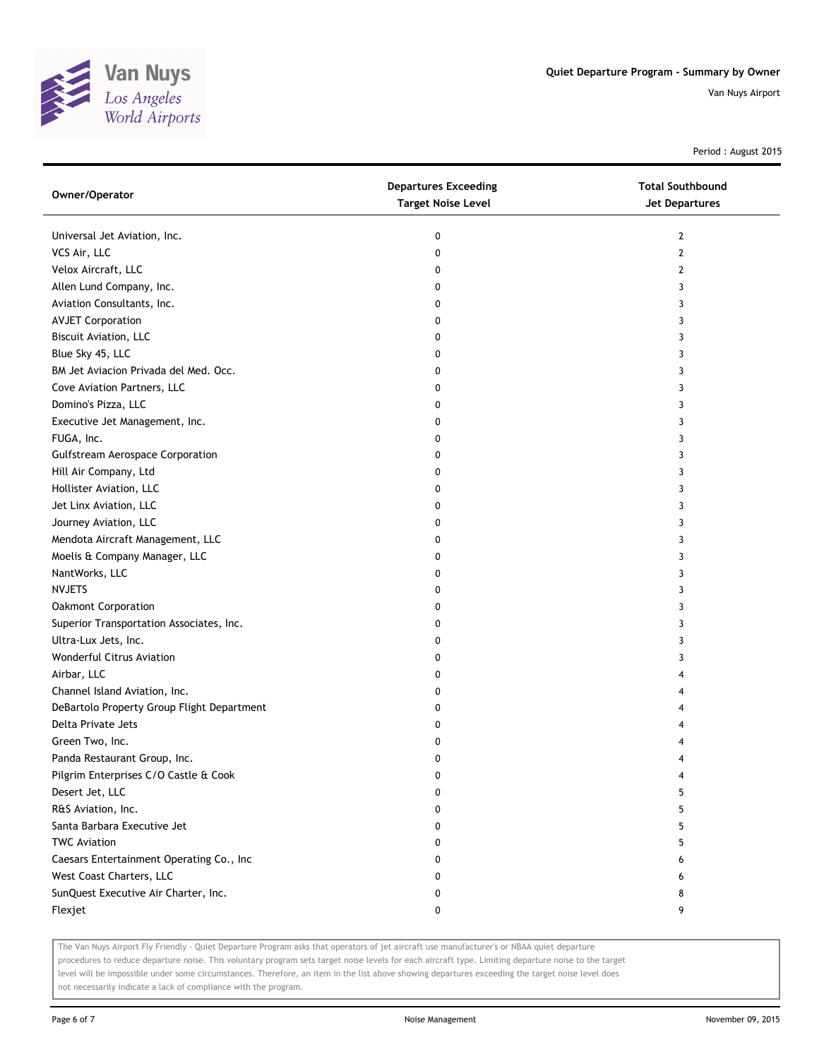# Quiet Departure Program - Summary by Owner

Van Nuys Airport

Period : August 2015

| Owner/Operator | Departures Exceeding Target Noise Level | Total Southbound Jet Departures |
|---|---|---|
| Universal Jet Aviation, Inc. | 0 | 2 |
| VCS Air, LLC | 0 | 2 |
| Velox Aircraft, LLC | 0 | 2 |
| Allen Lund Company, Inc. | 0 | 3 |
| Aviation Consultants, Inc. | 0 | 3 |
| AVJET Corporation | 0 | 3 |
| Biscuit Aviation, LLC | 0 | 3 |
| Blue Sky 45, LLC | 0 | 3 |
| BM Jet Aviacion Privada del Med. Occ. | 0 | 3 |
| Cove Aviation Partners, LLC | 0 | 3 |
| Domino's Pizza, LLC | 0 | 3 |
| Executive Jet Management, Inc. | 0 | 3 |
| FUGA, Inc. | 0 | 3 |
| Gulfstream Aerospace Corporation | 0 | 3 |
| Hill Air Company, Ltd | 0 | 3 |
| Hollister Aviation, LLC | 0 | 3 |
| Jet Linx Aviation, LLC | 0 | 3 |
| Journey Aviation, LLC | 0 | 3 |
| Mendota Aircraft Management, LLC | 0 | 3 |
| Moelis & Company Manager, LLC | 0 | 3 |
| NantWorks, LLC | 0 | 3 |
| NVJETS | 0 | 3 |
| Oakmont Corporation | 0 | 3 |
| Superior Transportation Associates, Inc. | 0 | 3 |
| Ultra-Lux Jets, Inc. | 0 | 3 |
| Wonderful Citrus Aviation | 0 | 3 |
| Airbar, LLC | 0 | 4 |
| Channel Island Aviation, Inc. | 0 | 4 |
| DeBartolo Property Group Flight Department | 0 | 4 |
| Delta Private Jets | 0 | 4 |
| Green Two, Inc. | 0 | 4 |
| Panda Restaurant Group, Inc. | 0 | 4 |
| Pilgrim Enterprises C/O Castle & Cook | 0 | 4 |
| Desert Jet, LLC | 0 | 5 |
| R&S Aviation, Inc. | 0 | 5 |
| Santa Barbara Executive Jet | 0 | 5 |
| TWC Aviation | 0 | 5 |
| Caesars Entertainment Operating Co., Inc | 0 | 6 |
| West Coast Charters, LLC | 0 | 6 |
| SunQuest Executive Air Charter, Inc. | 0 | 8 |
| Flexjet | 0 | 9 |

The Van Nuys Airport Fly Friendly - Quiet Departure Program asks that operators of jet aircraft use manufacturer's or NBAA quiet departure procedures to reduce departure noise. This voluntary program sets target noise levels for each aircraft type. Limiting departure noise to the target level will be impossible under some circumstances. Therefore, an item in the list above showing departures exceeding the target noise level does not necessarily indicate a lack of compliance with the program.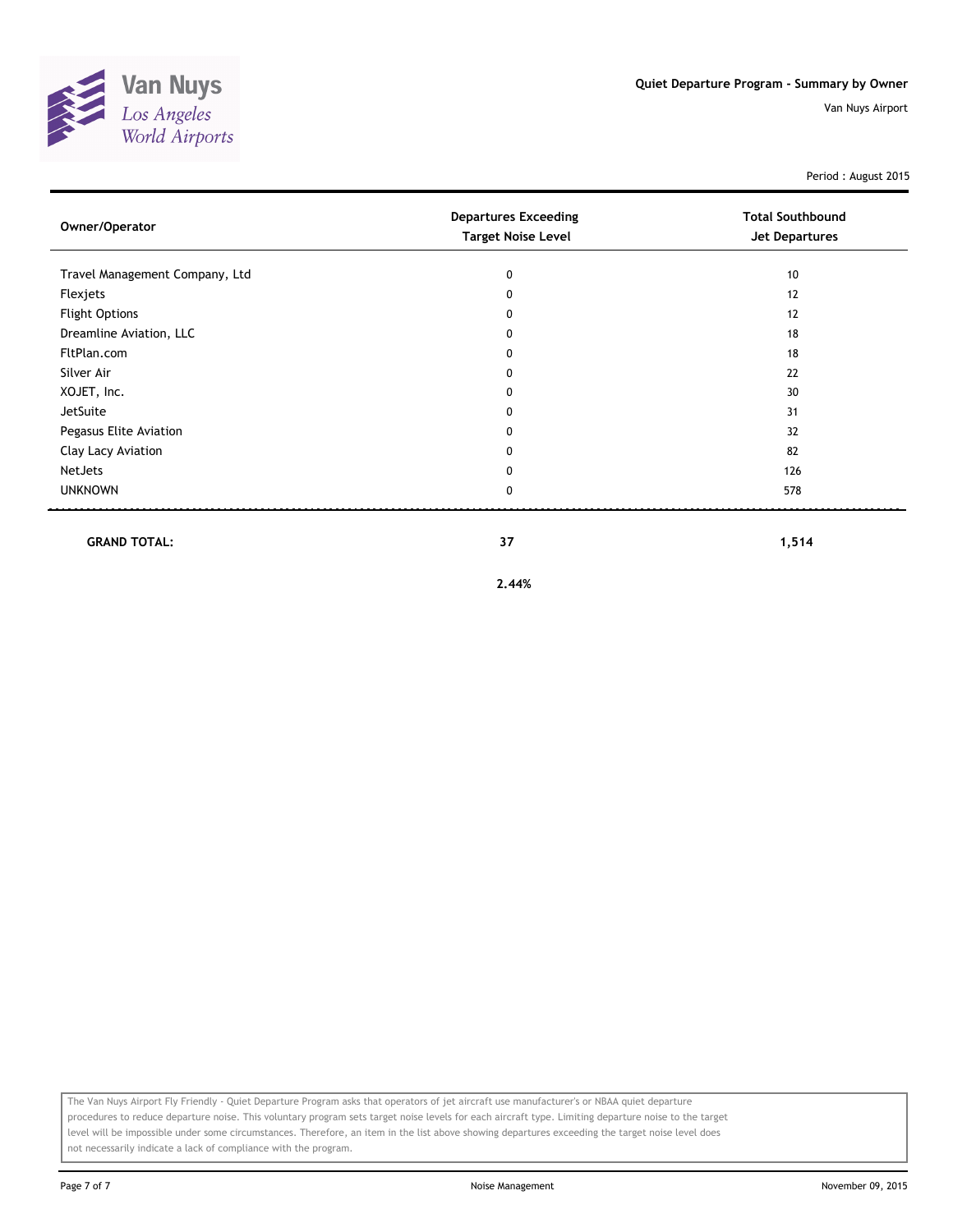## Quiet Departure Program - Summary by Owner

Van Nuys Airport

Period : August 2015

| Owner/Operator | Departures Exceeding Target Noise Level | Total Southbound Jet Departures |
|---|---|---|
| Travel Management Company, Ltd | 0 | 10 |
| Flexjets | 0 | 12 |
| Flight Options | 0 | 12 |
| Dreamline Aviation, LLC | 0 | 18 |
| FltPlan.com | 0 | 18 |
| Silver Air | 0 | 22 |
| XOJET, Inc. | 0 | 30 |
| JetSuite | 0 | 31 |
| Pegasus Elite Aviation | 0 | 32 |
| Clay Lacy Aviation | 0 | 82 |
| NetJets | 0 | 126 |
| UNKNOWN | 0 | 578 |
| **GRAND TOTAL:** | **37** | **1,514** |
| | **2.44%** | |

The Van Nuys Airport Fly Friendly - Quiet Departure Program asks that operators of jet aircraft use manufacturer's or NBAA quiet departure procedures to reduce departure noise. This voluntary program sets target noise levels for each aircraft type. Limiting departure noise to the target level will be impossible under some circumstances. Therefore, an item in the list above showing departures exceeding the target noise level does not necessarily indicate a lack of compliance with the program.

Noise Management

November 09, 2015